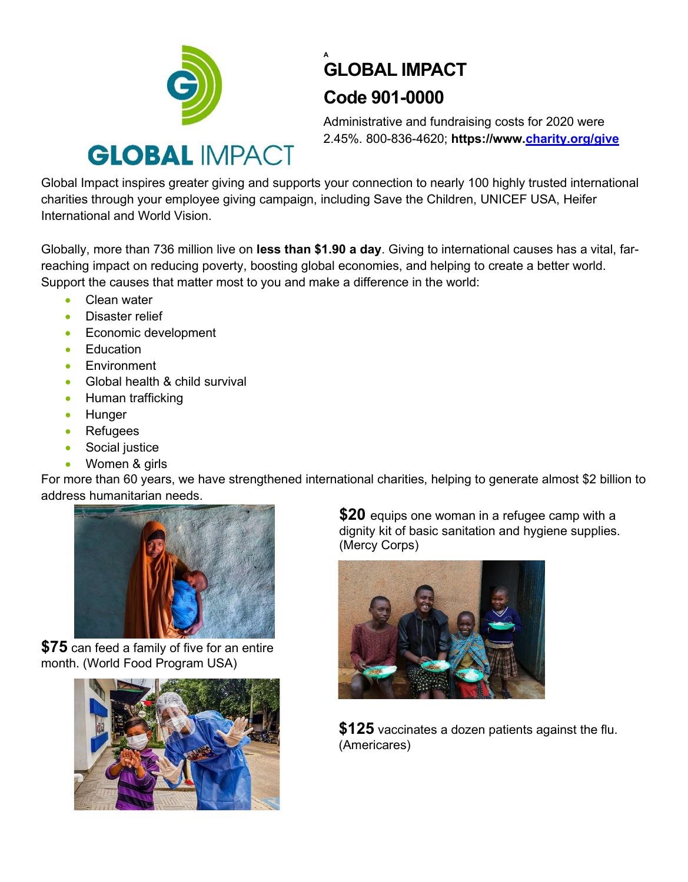A

# GLOBAL IMPACT

## Code 901-0000

Administrative and fundraising costs for 2020 were 2.45%. 800-836-4620; **https://www.[charity.org/give](https://www.charity.org/give)**

Global Impact inspires greater giving and supports your connection to nearly 100 highly trusted international charities through your employee giving campaign, including Save the Children, UNICEF USA, Heifer International and World Vision.

Globally, more than 736 million live on **less than $1.90 a day**. Giving to international causes has a vital, far-reaching impact on reducing poverty, boosting global economies, and helping to create a better world. Support the causes that matter most to you and make a difference in the world:

- Clean water
- Disaster relief
- Economic development
- Education
- Environment
- Global health & child survival
- Human trafficking
- Hunger
- Refugees
- Social justice
- Women & girls

For more than 60 years, we have strengthened international charities, helping to generate almost $2 billion to address humanitarian needs.

**$20** equips one woman in a refugee camp with a dignity kit of basic sanitation and hygiene supplies. (Mercy Corps)

**$75** can feed a family of five for an entire month. (World Food Program USA)

**$125** vaccinates a dozen patients against the flu. (Americares)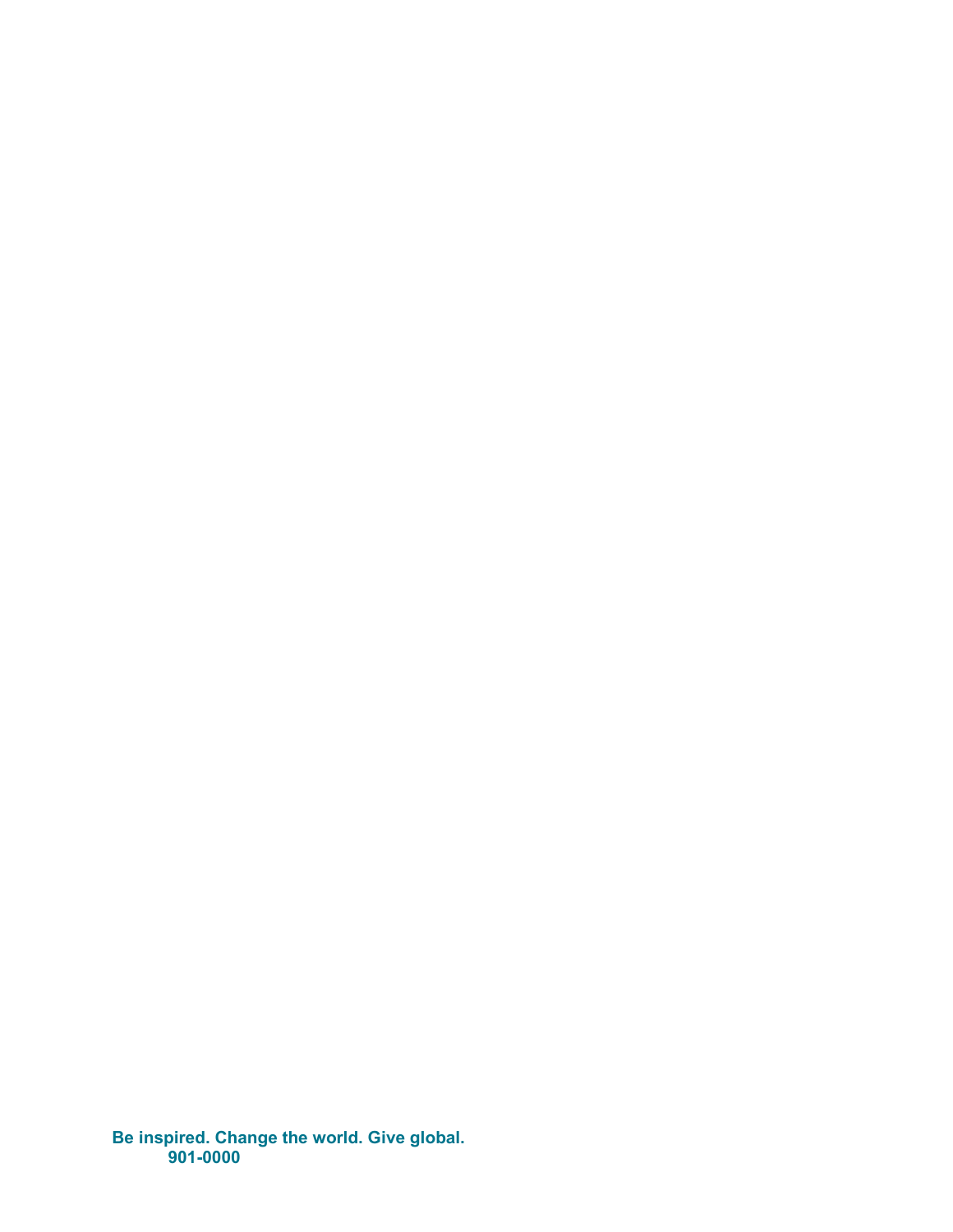**Be inspired. Change the world. Give global.**
**901-0000**